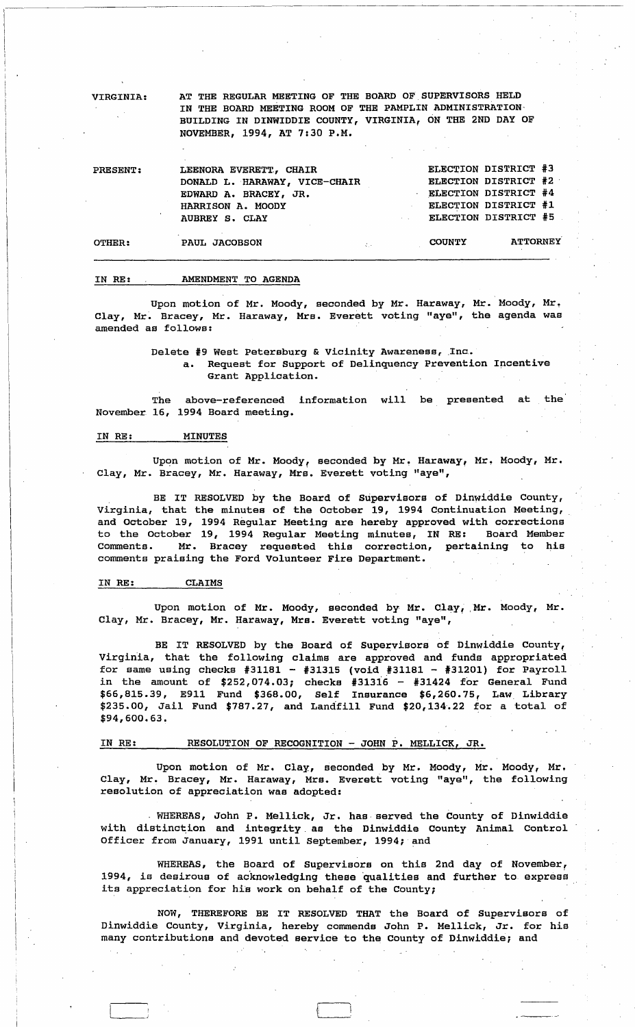VIRGINIA: AT THE REGULAR MEETING OF THE BOARD OF SUPERVISORS HELD IN THE BOARD MEETING ROOM OF THE PAMPLIN ADMINISTRATION BUILDING IN DINWIDDIE COUNTY, VIRGINIA, ON THE 2ND DAY OF NOVEMBER, 1994, AT 7:30 P.M.

| | | |
|---|---|---|
| PRESENT: | LEENORA EVERETT, CHAIR | ELECTION DISTRICT #3 |
| | DONALD L. HARAWAY, VICE-CHAIR | ELECTION DISTRICT #2 |
| | EDWARD A. BRACEY, JR. | ELECTION DISTRICT #4 |
| | HARRISON A. MOODY | ELECTION DISTRICT #1 |
| | AUBREY S. CLAY | ELECTION DISTRICT #5 |
| OTHER: | PAUL JACOBSON | COUNTY ATTORNEY |

IN RE: AMENDMENT TO AGENDA

Upon motion of Mr. Moody, seconded by Mr. Haraway, Mr. Moody, Mr. Clay, Mr. Bracey, Mr. Haraway, Mrs. Everett voting "aye", the agenda was amended as follows:

Delete #9 West Petersburg & Vicinity Awareness, Inc.

a. Request for Support of Delinquency Prevention Incentive Grant Application.

The above-referenced information will be presented at the November 16, 1994 Board meeting.

IN RE: MINUTES

Upon motion of Mr. Moody, seconded by Mr. Haraway, Mr. Moody, Mr. Clay, Mr. Bracey, Mr. Haraway, Mrs. Everett voting "aye",

BE IT RESOLVED by the Board of Supervisors of Dinwiddie County, Virginia, that the minutes of the October 19, 1994 Continuation Meeting, and October 19, 1994 Regular Meeting are hereby approved with corrections to the October 19, 1994 Regular Meeting minutes, IN RE: Board Member Comments. Mr. Bracey requested this correction, pertaining to his comments praising the Ford Volunteer Fire Department.

IN RE: CLAIMS

Upon motion of Mr. Moody, seconded by Mr. Clay, Mr. Moody, Mr. Clay, Mr. Bracey, Mr. Haraway, Mrs. Everett voting "aye",

BE IT RESOLVED by the Board of Supervisors of Dinwiddie County, Virginia, that the following claims are approved and funds appropriated for same using checks #31181 - #31315 (void #31181 - #31201) for Payroll in the amount of $252,074.03; checks #31316 - #31424 for General Fund $66,815.39, E911 Fund $368.00, Self Insurance $6,260.75, Law Library $235.00, Jail Fund $787.27, and Landfill Fund $20,134.22 for a total of $94,600.63.

IN RE: RESOLUTION OF RECOGNITION - JOHN P. MELLICK, JR.

Upon motion of Mr. Clay, seconded by Mr. Moody, Mr. Moody, Mr. Clay, Mr. Bracey, Mr. Haraway, Mrs. Everett voting "aye", the following resolution of appreciation was adopted:

WHEREAS, John P. Mellick, Jr. has served the County of Dinwiddie with distinction and integrity as the Dinwiddie County Animal Control Officer from January, 1991 until September, 1994; and

WHEREAS, the Board of Supervisors on this 2nd day of November, 1994, is desirous of acknowledging these qualities and further to express its appreciation for his work on behalf of the County;

NOW, THEREFORE BE IT RESOLVED THAT the Board of Supervisors of Dinwiddie County, Virginia, hereby commends John P. Mellick, Jr. for his many contributions and devoted service to the County of Dinwiddie; and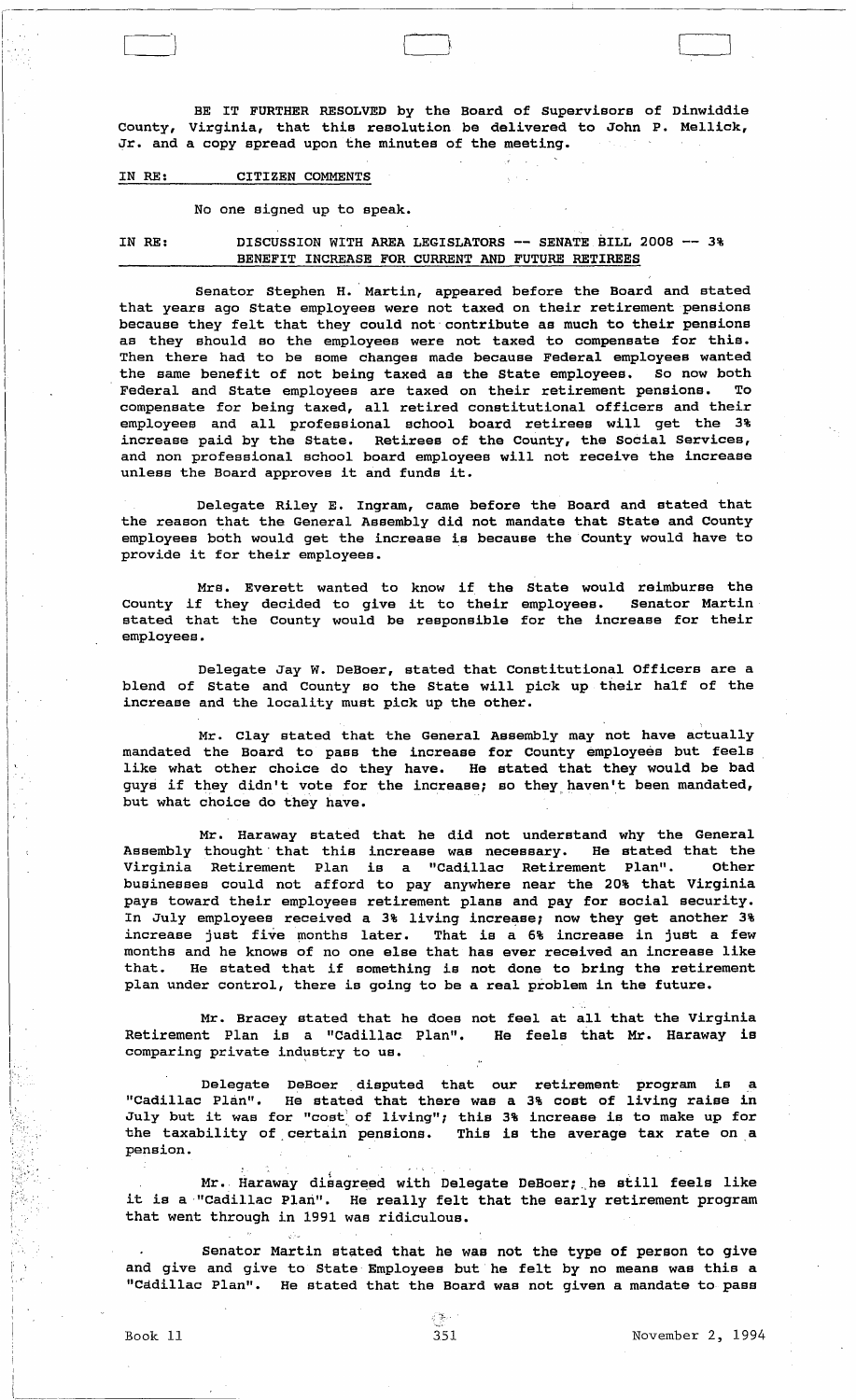BE IT FURTHER RESOLVED by the Board of Supervisors of Dinwiddie County, Virginia, that this resolution be delivered to John P. Mellick, Jr. and a copy spread upon the minutes of the meeting.

IN RE: CITIZEN COMMENTS

No one signed up to speak.

IN RE: DISCUSSION WITH AREA LEGISLATORS -- SENATE BILL 2008 -- 3% BENEFIT INCREASE FOR CURRENT AND FUTURE RETIREES

Senator Stephen H. Martin, appeared before the Board and stated that years ago State employees were not taxed on their retirement pensions because they felt that they could not contribute as much to their pensions as they should so the employees were not taxed to compensate for this. Then there had to be some changes made because Federal employees wanted the same benefit of not being taxed as the State employees. So now both Federal and State employees are taxed on their retirement pensions. To compensate for being taxed, all retired constitutional officers and their employees and all professional school board retirees will get the 3% increase paid by the State. Retirees of the County, the Social Services, and non professional school board employees will not receive the increase unless the Board approves it and funds it.

Delegate Riley E. Ingram, came before the Board and stated that the reason that the General Assembly did not mandate that State and County employees both would get the increase is because the County would have to provide it for their employees.

Mrs. Everett wanted to know if the State would reimburse the County if they decided to give it to their employees. Senator Martin stated that the County would be responsible for the increase for their employees.

Delegate Jay W. DeBoer, stated that Constitutional Officers are a blend of State and County so the State will pick up their half of the increase and the locality must pick up the other.

Mr. Clay stated that the General Assembly may not have actually mandated the Board to pass the increase for County employees but feels like what other choice do they have. He stated that they would be bad guys if they didn't vote for the increase; so they haven't been mandated, but what choice do they have.

Mr. Haraway stated that he did not understand why the General Assembly thought that this increase was necessary. He stated that the Virginia Retirement Plan is a "Cadillac Retirement Plan". Other businesses could not afford to pay anywhere near the 20% that Virginia pays toward their employees retirement plans and pay for social security. In July employees received a 3% living increase; now they get another 3% increase just five months later. That is a 6% increase in just a few months and he knows of no one else that has ever received an increase like that. He stated that if something is not done to bring the retirement plan under control, there is going to be a real problem in the future.

Mr. Bracey stated that he does not feel at all that the Virginia Retirement Plan is a "Cadillac Plan". He feels that Mr. Haraway is comparing private industry to us.

Delegate DeBoer disputed that our retirement program is a "Cadillac Plan". He stated that there was a 3% cost of living raise in July but it was for "cost of living"; this 3% increase is to make up for the taxability of certain pensions. This is the average tax rate on a pension.

Mr. Haraway disagreed with Delegate DeBoer; he still feels like it is a "Cadillac Plan". He really felt that the early retirement program that went through in 1991 was ridiculous.

Senator Martin stated that he was not the type of person to give and give and give to State Employees but he felt by no means was this a "Cadillac Plan". He stated that the Board was not given a mandate to pass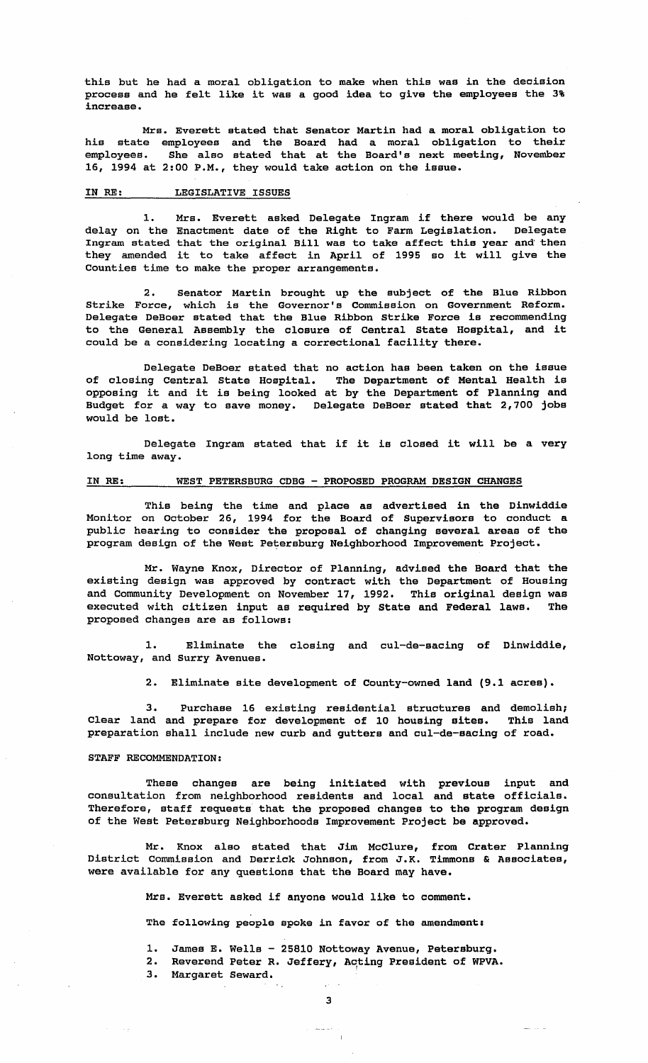this but he had a moral obligation to make when this was in the decision process and he felt like it was a good idea to give the employees the 3% increase.

Mrs. Everett stated that Senator Martin had a moral obligation to his state employees and the Board had a moral obligation to their employees. She also stated that at the Board's next meeting, November 16, 1994 at 2:00 P.M., they would take action on the issue.

IN RE: <u>LEGISLATIVE ISSUES</u>

1. Mrs. Everett asked Delegate Ingram if there would be any delay on the Enactment date of the Right to Farm Legislation. Delegate Ingram stated that the original Bill was to take affect this year and then they amended it to take affect in April of 1995 so it will give the Counties time to make the proper arrangements.

2. Senator Martin brought up the subject of the Blue Ribbon Strike Force, which is the Governor's Commission on Government Reform. Delegate DeBoer stated that the Blue Ribbon Strike Force is recommending to the General Assembly the closure of Central State Hospital, and it could be a considering locating a correctional facility there.

Delegate DeBoer stated that no action has been taken on the issue of closing Central State Hospital. The Department of Mental Health is opposing it and it is being looked at by the Department of Planning and Budget for a way to save money. Delegate DeBoer stated that 2,700 jobs would be lost.

Delegate Ingram stated that if it is closed it will be a very long time away.

IN RE: <u>WEST PETERSBURG CDBG - PROPOSED PROGRAM DESIGN CHANGES</u>

This being the time and place as advertised in the Dinwiddie Monitor on October 26, 1994 for the Board of Supervisors to conduct a public hearing to consider the proposal of changing several areas of the program design of the West Petersburg Neighborhood Improvement Project.

Mr. Wayne Knox, Director of Planning, advised the Board that the existing design was approved by contract with the Department of Housing and Community Development on November 17, 1992. This original design was executed with citizen input as required by State and Federal laws. The proposed changes are as follows:

1. Eliminate the closing and cul-de-sacing of Dinwiddie, Nottoway, and Surry Avenues.

2. Eliminate site development of County-owned land (9.1 acres).

3. Purchase 16 existing residential structures and demolish; Clear land and prepare for development of 10 housing sites. This land preparation shall include new curb and gutters and cul-de-sacing of road.

STAFF RECOMMENDATION:

These changes are being initiated with previous input and consultation from neighborhood residents and local and state officials. Therefore, staff requests that the proposed changes to the program design of the West Petersburg Neighborhoods Improvement Project be approved.

Mr. Knox also stated that Jim McClure, from Crater Planning District Commission and Derrick Johnson, from J.K. Timmons & Associates, were available for any questions that the Board may have.

Mrs. Everett asked if anyone would like to comment.

The following people spoke in favor of the amendment:

1. James E. Wells - 25810 Nottoway Avenue, Petersburg.
2. Reverend Peter R. Jeffery, Acting President of WPVA.
3. Margaret Seward.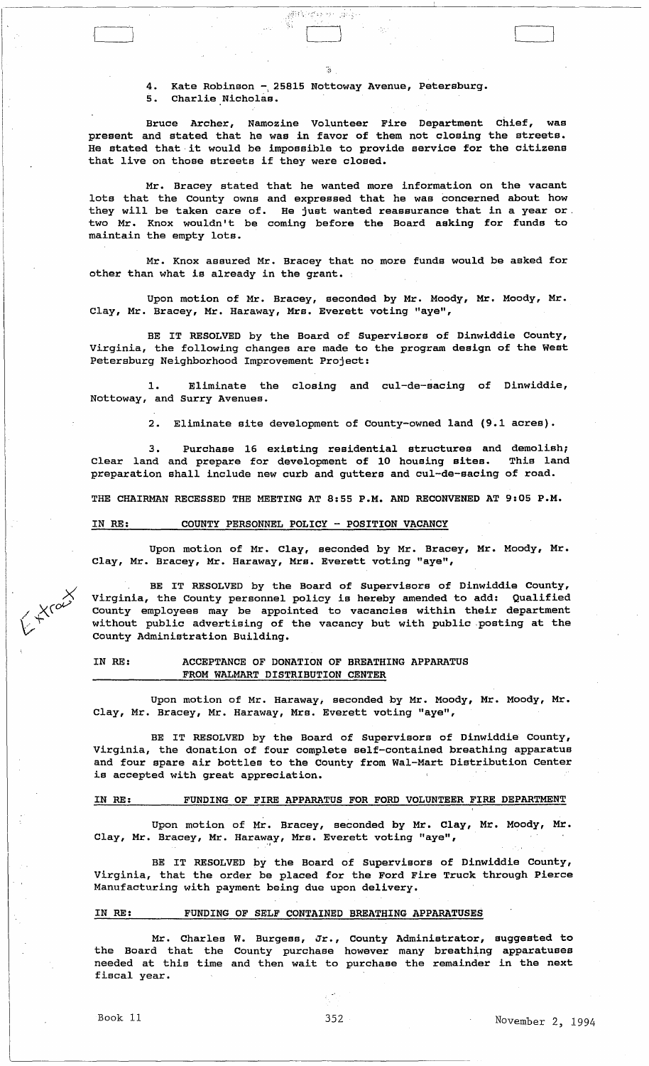4. Kate Robinson - 25815 Nottoway Avenue, Petersburg.
5. Charlie Nicholas.

Bruce Archer, Namozine Volunteer Fire Department Chief, was present and stated that he was in favor of them not closing the streets. He stated that it would be impossible to provide service for the citizens that live on those streets if they were closed.

Mr. Bracey stated that he wanted more information on the vacant lots that the County owns and expressed that he was concerned about how they will be taken care of. He just wanted reassurance that in a year or two Mr. Knox wouldn't be coming before the Board asking for funds to maintain the empty lots.

Mr. Knox assured Mr. Bracey that no more funds would be asked for other than what is already in the grant.

Upon motion of Mr. Bracey, seconded by Mr. Moody, Mr. Moody, Mr. Clay, Mr. Bracey, Mr. Haraway, Mrs. Everett voting "aye",

BE IT RESOLVED by the Board of Supervisors of Dinwiddie County, Virginia, the following changes are made to the program design of the West Petersburg Neighborhood Improvement Project:

1. Eliminate the closing and cul-de-sacing of Dinwiddie, Nottoway, and Surry Avenues.

2. Eliminate site development of County-owned land (9.1 acres).

3. Purchase 16 existing residential structures and demolish; Clear land and prepare for development of 10 housing sites. This land preparation shall include new curb and gutters and cul-de-sacing of road.

THE CHAIRMAN RECESSED THE MEETING AT 8:55 P.M. AND RECONVENED AT 9:05 P.M.

## IN RE: COUNTY PERSONNEL POLICY - POSITION VACANCY

Upon motion of Mr. Clay, seconded by Mr. Bracey, Mr. Moody, Mr. Clay, Mr. Bracey, Mr. Haraway, Mrs. Everett voting "aye",

Extract

BE IT RESOLVED by the Board of Supervisors of Dinwiddie County, Virginia, the County personnel policy is hereby amended to add: Qualified County employees may be appointed to vacancies within their department without public advertising of the vacancy but with public posting at the County Administration Building.

## IN RE: ACCEPTANCE OF DONATION OF BREATHING APPARATUS FROM WALMART DISTRIBUTION CENTER

Upon motion of Mr. Haraway, seconded by Mr. Moody, Mr. Moody, Mr. Clay, Mr. Bracey, Mr. Haraway, Mrs. Everett voting "aye",

BE IT RESOLVED by the Board of Supervisors of Dinwiddie County, Virginia, the donation of four complete self-contained breathing apparatus and four spare air bottles to the County from Wal-Mart Distribution Center is accepted with great appreciation.

## IN RE: FUNDING OF FIRE APPARATUS FOR FORD VOLUNTEER FIRE DEPARTMENT

Upon motion of Mr. Bracey, seconded by Mr. Clay, Mr. Moody, Mr. Clay, Mr. Bracey, Mr. Haraway, Mrs. Everett voting "aye",

BE IT RESOLVED by the Board of Supervisors of Dinwiddie County, Virginia, that the order be placed for the Ford Fire Truck through Pierce Manufacturing with payment being due upon delivery.

## IN RE: FUNDING OF SELF CONTAINED BREATHING APPARATUSES

Mr. Charles W. Burgess, Jr., County Administrator, suggested to the Board that the County purchase however many breathing apparatuses needed at this time and then wait to purchase the remainder in the next fiscal year.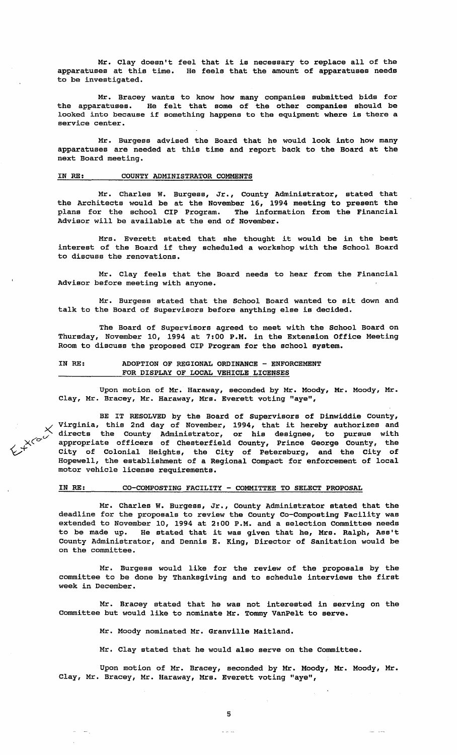Mr. Clay doesn't feel that it is necessary to replace all of the apparatuses at this time. He feels that the amount of apparatuses needs to be investigated.

Mr. Bracey wants to know how many companies submitted bids for the apparatuses. He felt that some of the other companies should be looked into because if something happens to the equipment where is there a service center.

Mr. Burgess advised the Board that he would look into how many apparatuses are needed at this time and report back to the Board at the next Board meeting.

IN RE: COUNTY ADMINISTRATOR COMMENTS

Mr. Charles W. Burgess, Jr., County Administrator, stated that the Architects would be at the November 16, 1994 meeting to present the plans for the school CIP Program. The information from the Financial Advisor will be available at the end of November.

Mrs. Everett stated that she thought it would be in the best interest of the Board if they scheduled a workshop with the School Board to discuss the renovations.

Mr. Clay feels that the Board needs to hear from the Financial Advisor before meeting with anyone.

Mr. Burgess stated that the School Board wanted to sit down and talk to the Board of Supervisors before anything else is decided.

The Board of Supervisors agreed to meet with the School Board on Thursday, November 10, 1994 at 7:00 P.M. in the Extension Office Meeting Room to discuss the proposed CIP Program for the school system.

IN RE: ADOPTION OF REGIONAL ORDINANCE - ENFORCEMENT FOR DISPLAY OF LOCAL VEHICLE LICENSES

Upon motion of Mr. Haraway, seconded by Mr. Moody, Mr. Moody, Mr. Clay, Mr. Bracey, Mr. Haraway, Mrs. Everett voting "aye",

BE IT RESOLVED by the Board of Supervisors of Dinwiddie County, Virginia, this 2nd day of November, 1994, that it hereby authorizes and directs the County Administrator, or his designee, to pursue with appropriate officers of Chesterfield County, Prince George County, the City of Colonial Heights, the City of Petersburg, and the City of Hopewell, the establishment of a Regional Compact for enforcement of local motor vehicle license requirements.

IN RE: CO-COMPOSTING FACILITY - COMMITTEE TO SELECT PROPOSAL

Mr. Charles W. Burgess, Jr., County Administrator stated that the deadline for the proposals to review the County Co-Composting Facility was extended to November 10, 1994 at 2:00 P.M. and a selection Committee needs to be made up. He stated that it was given that he, Mrs. Ralph, Ass't County Administrator, and Dennis E. King, Director of Sanitation would be on the committee.

Mr. Burgess would like for the review of the proposals by the committee to be done by Thanksgiving and to schedule interviews the first week in December.

Mr. Bracey stated that he was not interested in serving on the Committee but would like to nominate Mr. Tommy VanPelt to serve.

Mr. Moody nominated Mr. Granville Maitland.

Mr. Clay stated that he would also serve on the Committee.

Upon motion of Mr. Bracey, seconded by Mr. Moody, Mr. Moody, Mr. Clay, Mr. Bracey, Mr. Haraway, Mrs. Everett voting "aye",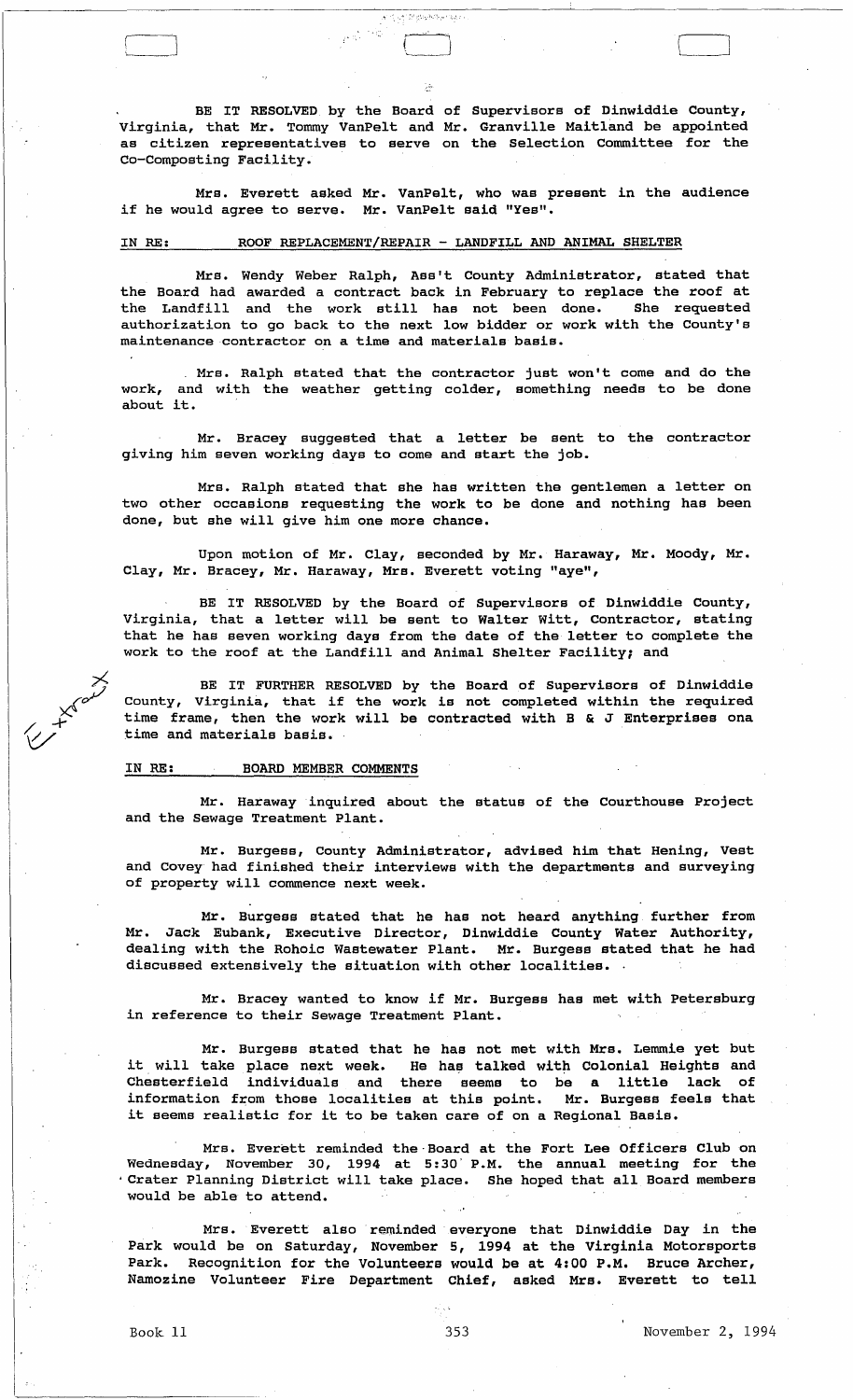BE IT RESOLVED by the Board of Supervisors of Dinwiddie County, Virginia, that Mr. Tommy VanPelt and Mr. Granville Maitland be appointed as citizen representatives to serve on the Selection Committee for the Co-Composting Facility.

Mrs. Everett asked Mr. VanPelt, who was present in the audience if he would agree to serve. Mr. VanPelt said "Yes".

IN RE: ROOF REPLACEMENT/REPAIR - LANDFILL AND ANIMAL SHELTER

Mrs. Wendy Weber Ralph, Ass't County Administrator, stated that the Board had awarded a contract back in February to replace the roof at the Landfill and the work still has not been done. She requested authorization to go back to the next low bidder or work with the County's maintenance contractor on a time and materials basis.

Mrs. Ralph stated that the contractor just won't come and do the work, and with the weather getting colder, something needs to be done about it.

Mr. Bracey suggested that a letter be sent to the contractor giving him seven working days to come and start the job.

Mrs. Ralph stated that she has written the gentlemen a letter on two other occasions requesting the work to be done and nothing has been done, but she will give him one more chance.

Upon motion of Mr. Clay, seconded by Mr. Haraway, Mr. Moody, Mr. Clay, Mr. Bracey, Mr. Haraway, Mrs. Everett voting "aye",

BE IT RESOLVED by the Board of Supervisors of Dinwiddie County, Virginia, that a letter will be sent to Walter Witt, Contractor, stating that he has seven working days from the date of the letter to complete the work to the roof at the Landfill and Animal Shelter Facility; and

BE IT FURTHER RESOLVED by the Board of Supervisors of Dinwiddie County, Virginia, that if the work is not completed within the required time frame, then the work will be contracted with B & J Enterprises ona time and materials basis.

IN RE: BOARD MEMBER COMMENTS

Mr. Haraway inquired about the status of the Courthouse Project and the Sewage Treatment Plant.

Mr. Burgess, County Administrator, advised him that Hening, Vest and Covey had finished their interviews with the departments and surveying of property will commence next week.

Mr. Burgess stated that he has not heard anything further from Mr. Jack Eubank, Executive Director, Dinwiddie County Water Authority, dealing with the Rohoic Wastewater Plant. Mr. Burgess stated that he had discussed extensively the situation with other localities.

Mr. Bracey wanted to know if Mr. Burgess has met with Petersburg in reference to their Sewage Treatment Plant.

Mr. Burgess stated that he has not met with Mrs. Lemmie yet but it will take place next week. He has talked with Colonial Heights and Chesterfield individuals and there seems to be a little lack of information from those localities at this point. Mr. Burgess feels that it seems realistic for it to be taken care of on a Regional Basis.

Mrs. Everett reminded the Board at the Fort Lee Officers Club on Wednesday, November 30, 1994 at 5:30 P.M. the annual meeting for the Crater Planning District will take place. She hoped that all Board members would be able to attend.

Mrs. Everett also reminded everyone that Dinwiddie Day in the Park would be on Saturday, November 5, 1994 at the Virginia Motorsports Park. Recognition for the Volunteers would be at 4:00 P.M. Bruce Archer, Namozine Volunteer Fire Department Chief, asked Mrs. Everett to tell

Book 11 353 November 2, 1994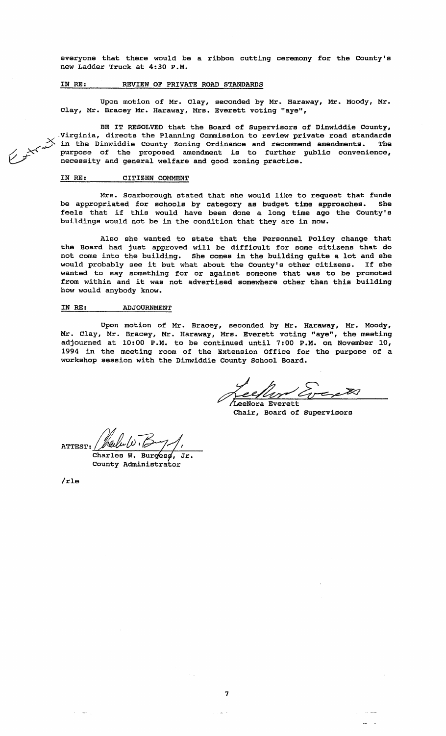everyone that there would be a ribbon cutting ceremony for the County's new Ladder Truck at 4:30 P.M.

IN RE: REVIEW OF PRIVATE ROAD STANDARDS

Upon motion of Mr. Clay, seconded by Mr. Haraway, Mr. Moody, Mr. Clay, Mr. Bracey Mr. Haraway, Mrs. Everett voting "aye",

BE IT RESOLVED that the Board of Supervisors of Dinwiddie County, Virginia, directs the Planning Commission to review private road standards in the Dinwiddie County Zoning Ordinance and recommend amendments. The purpose of the proposed amendment is to further public convenience, necessity and general welfare and good zoning practice.

IN RE: CITIZEN COMMENT

Mrs. Scarborough stated that she would like to request that funds be appropriated for schools by category as budget time approaches. She feels that if this would have been done a long time ago the County's buildings would not be in the condition that they are in now.

Also she wanted to state that the Personnel Policy change that the Board had just approved will be difficult for some citizens that do not come into the building. She comes in the building quite a lot and she would probably see it but what about the County's other citizens. If she wanted to say something for or against someone that was to be promoted from within and it was not advertised somewhere other than this building how would anybody know.

IN RE: ADJOURNMENT

Upon motion of Mr. Bracey, seconded by Mr. Haraway, Mr. Moody, Mr. Clay, Mr. Bracey, Mr. Haraway, Mrs. Everett voting "aye", the meeting adjourned at 10:00 P.M. to be continued until 7:00 P.M. on November 10, 1994 in the meeting room of the Extension Office for the purpose of a workshop session with the Dinwiddie County School Board.

LeeNora Everett
Chair, Board of Supervisors

ATTEST: Charles W. Burgess, Jr.
County Administrator

/rle